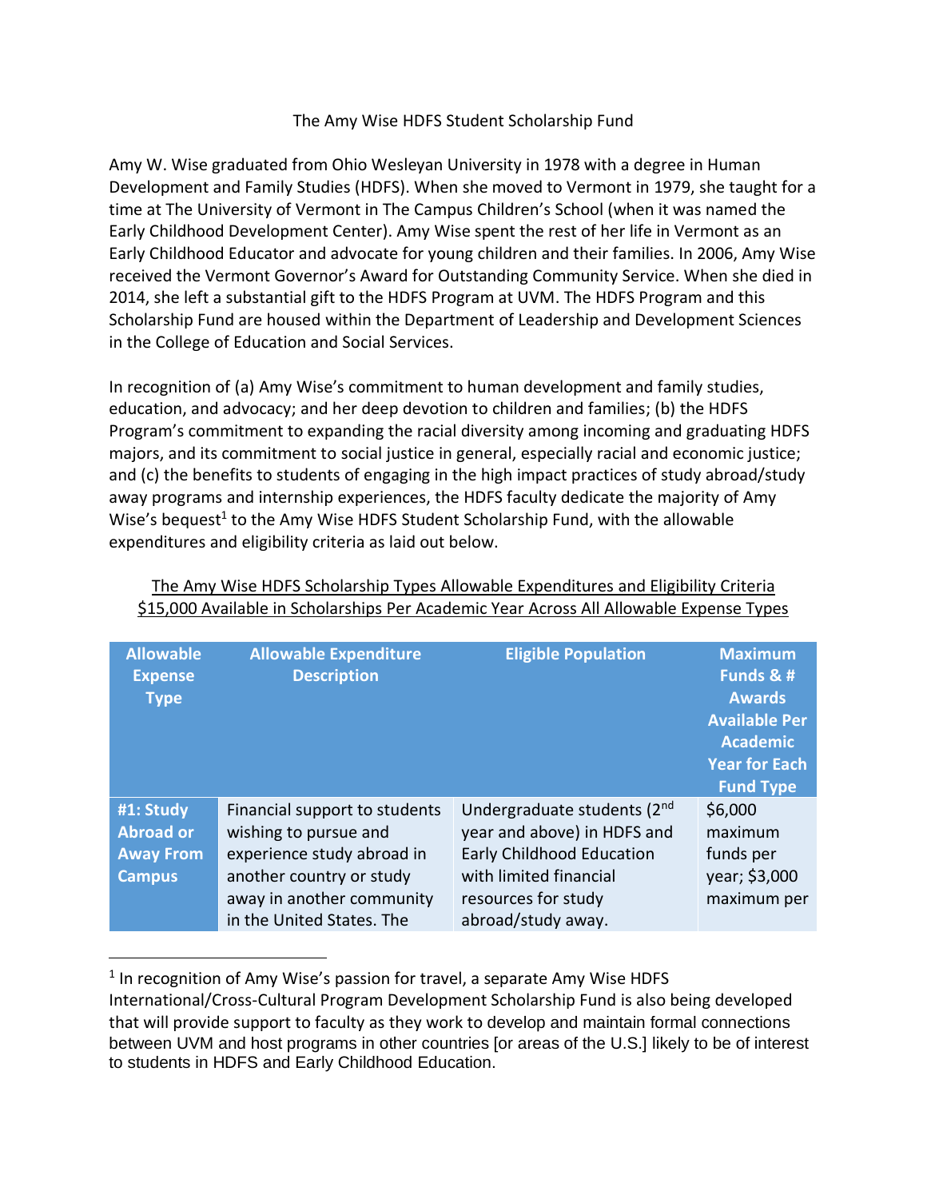# The Amy Wise HDFS Student Scholarship Fund

Amy W. Wise graduated from Ohio Wesleyan University in 1978 with a degree in Human Development and Family Studies (HDFS). When she moved to Vermont in 1979, she taught for a time at The University of Vermont in The Campus Children's School (when it was named the Early Childhood Development Center). Amy Wise spent the rest of her life in Vermont as an Early Childhood Educator and advocate for young children and their families. In 2006, Amy Wise received the Vermont Governor's Award for Outstanding Community Service. When she died in 2014, she left a substantial gift to the HDFS Program at UVM. The HDFS Program and this Scholarship Fund are housed within the Department of Leadership and Development Sciences in the College of Education and Social Services.

In recognition of (a) Amy Wise's commitment to human development and family studies, education, and advocacy; and her deep devotion to children and families; (b) the HDFS Program's commitment to expanding the racial diversity among incoming and graduating HDFS majors, and its commitment to social justice in general, especially racial and economic justice; and (c) the benefits to students of engaging in the high impact practices of study abroad/study away programs and internship experiences, the HDFS faculty dedicate the majority of Amy Wise's bequest[1] to the Amy Wise HDFS Student Scholarship Fund, with the allowable expenditures and eligibility criteria as laid out below.

<u>The Amy Wise HDFS Scholarship Types Allowable Expenditures and Eligibility Criteria</u>
<u>$15,000 Available in Scholarships Per Academic Year Across All Allowable Expense Types</u>

| Allowable Expense Type | Allowable Expenditure Description | Eligible Population | Maximum Funds & # Awards Available Per Academic Year for Each Fund Type |
|---|---|---|---|
| **#1: Study Abroad or Away From Campus** | Financial support to students wishing to pursue and experience study abroad in another country or study away in another community in the United States. The | Undergraduate students (2nd year and above) in HDFS and Early Childhood Education with limited financial resources for study abroad/study away. | $6,000 maximum funds per year; $3,000 maximum per |

[1] In recognition of Amy Wise's passion for travel, a separate Amy Wise HDFS International/Cross-Cultural Program Development Scholarship Fund is also being developed that will provide support to faculty as they work to develop and maintain formal connections between UVM and host programs in other countries [or areas of the U.S.] likely to be of interest to students in HDFS and Early Childhood Education.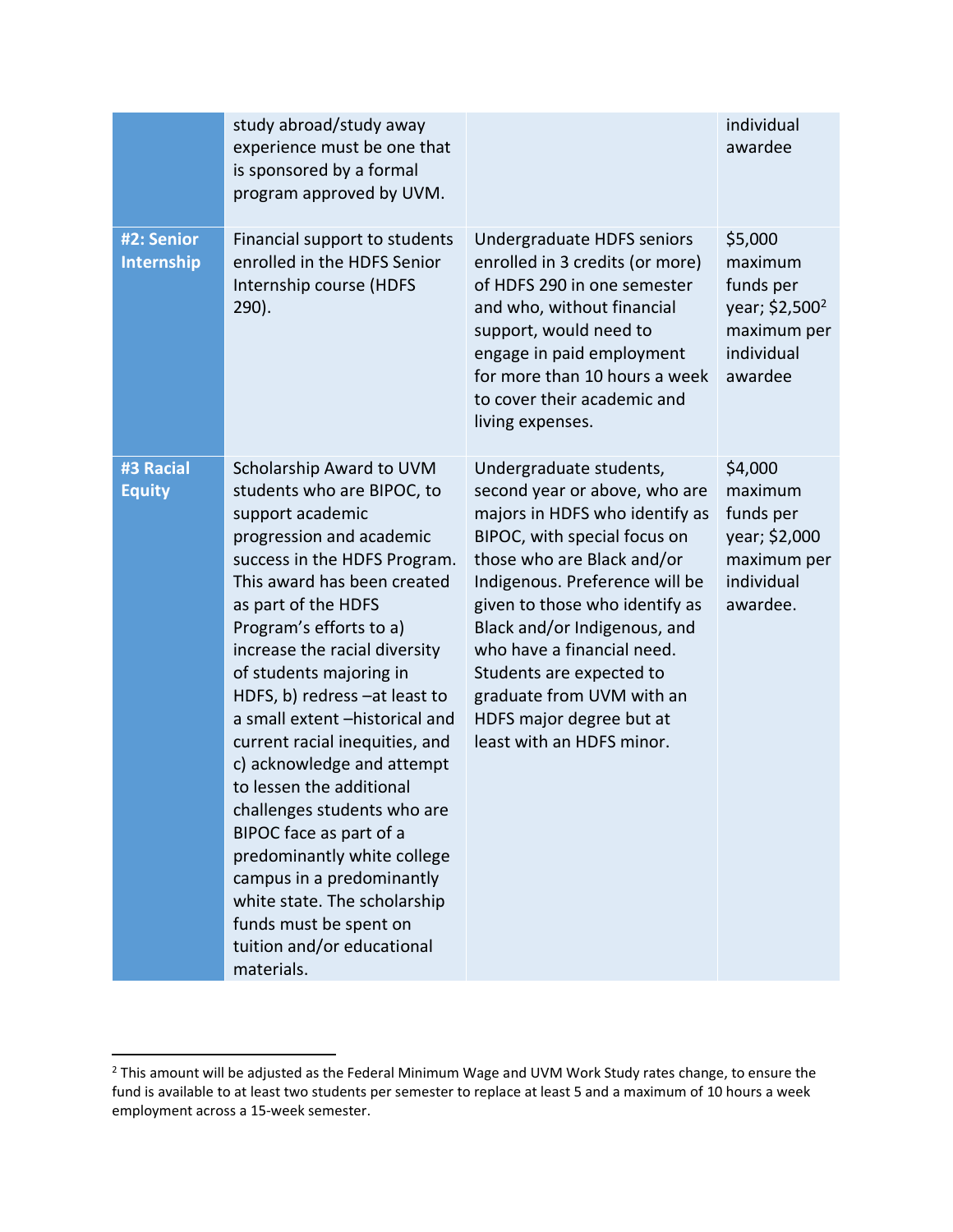| | | | |
|---|---|---|---|
| | study abroad/study away experience must be one that is sponsored by a formal program approved by UVM. | | individual awardee |
| **#2: Senior Internship** | Financial support to students enrolled in the HDFS Senior Internship course (HDFS 290). | Undergraduate HDFS seniors enrolled in 3 credits (or more) of HDFS 290 in one semester and who, without financial support, would need to engage in paid employment for more than 10 hours a week to cover their academic and living expenses. | $5,000 maximum funds per year; $2,500[2] maximum per individual awardee |
| **#3 Racial Equity** | Scholarship Award to UVM students who are BIPOC, to support academic progression and academic success in the HDFS Program. This award has been created as part of the HDFS Program's efforts to a) increase the racial diversity of students majoring in HDFS, b) redress –at least to a small extent –historical and current racial inequities, and c) acknowledge and attempt to lessen the additional challenges students who are BIPOC face as part of a predominantly white college campus in a predominantly white state. The scholarship funds must be spent on tuition and/or educational materials. | Undergraduate students, second year or above, who are majors in HDFS who identify as BIPOC, with special focus on those who are Black and/or Indigenous. Preference will be given to those who identify as Black and/or Indigenous, and who have a financial need. Students are expected to graduate from UVM with an HDFS major degree but at least with an HDFS minor. | $4,000 maximum funds per year; $2,000 maximum per individual awardee. |

[2] This amount will be adjusted as the Federal Minimum Wage and UVM Work Study rates change, to ensure the fund is available to at least two students per semester to replace at least 5 and a maximum of 10 hours a week employment across a 15-week semester.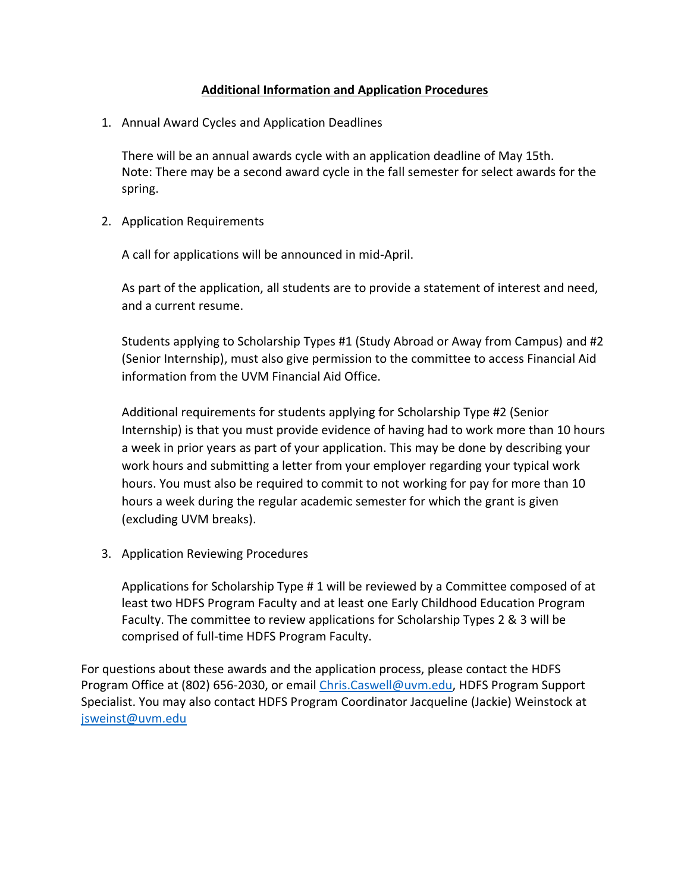## **Additional Information and Application Procedures**

1. Annual Award Cycles and Application Deadlines

   There will be an annual awards cycle with an application deadline of May 15th.
   Note: There may be a second award cycle in the fall semester for select awards for the spring.

2. Application Requirements

   A call for applications will be announced in mid-April.

   As part of the application, all students are to provide a statement of interest and need, and a current resume.

   Students applying to Scholarship Types #1 (Study Abroad or Away from Campus) and #2 (Senior Internship), must also give permission to the committee to access Financial Aid information from the UVM Financial Aid Office.

   Additional requirements for students applying for Scholarship Type #2 (Senior Internship) is that you must provide evidence of having had to work more than 10 hours a week in prior years as part of your application. This may be done by describing your work hours and submitting a letter from your employer regarding your typical work hours. You must also be required to commit to not working for pay for more than 10 hours a week during the regular academic semester for which the grant is given (excluding UVM breaks).

3. Application Reviewing Procedures

   Applications for Scholarship Type # 1 will be reviewed by a Committee composed of at least two HDFS Program Faculty and at least one Early Childhood Education Program Faculty. The committee to review applications for Scholarship Types 2 & 3 will be comprised of full-time HDFS Program Faculty.

For questions about these awards and the application process, please contact the HDFS Program Office at (802) 656-2030, or email [Chris.Caswell@uvm.edu](mailto:Chris.Caswell@uvm.edu), HDFS Program Support Specialist. You may also contact HDFS Program Coordinator Jacqueline (Jackie) Weinstock at [jsweinst@uvm.edu](mailto:jsweinst@uvm.edu)